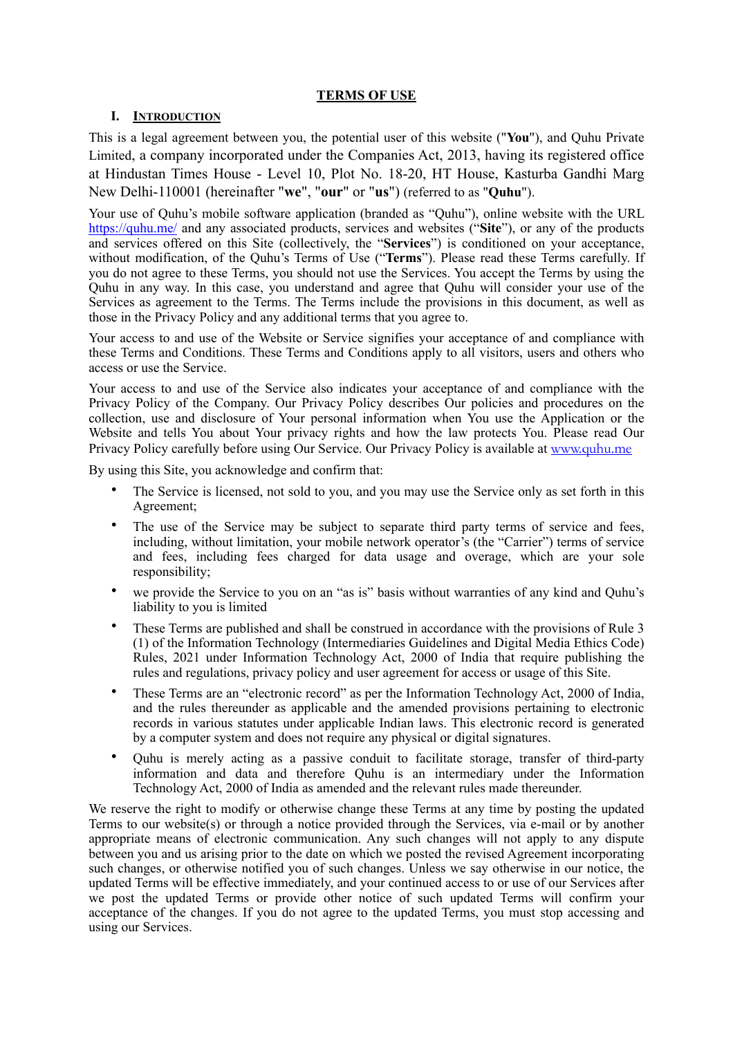# TERMS OF USE

## I. INTRODUCTION

This is a legal agreement between you, the potential user of this website ("**You**"), and Quhu Private Limited, a company incorporated under the Companies Act, 2013, having its registered office at Hindustan Times House - Level 10, Plot No. 18-20, HT House, Kasturba Gandhi Marg New Delhi-110001 (hereinafter "**we**", "**our**" or "**us**") (referred to as "**Quhu**").

Your use of Quhu's mobile software application (branded as "Quhu"), online website with the URL https://quhu.me/ and any associated products, services and websites ("**Site**"), or any of the products and services offered on this Site (collectively, the "**Services**") is conditioned on your acceptance, without modification, of the Quhu's Terms of Use ("**Terms**"). Please read these Terms carefully. If you do not agree to these Terms, you should not use the Services. You accept the Terms by using the Quhu in any way. In this case, you understand and agree that Quhu will consider your use of the Services as agreement to the Terms. The Terms include the provisions in this document, as well as those in the Privacy Policy and any additional terms that you agree to.

Your access to and use of the Website or Service signifies your acceptance of and compliance with these Terms and Conditions. These Terms and Conditions apply to all visitors, users and others who access or use the Service.

Your access to and use of the Service also indicates your acceptance of and compliance with the Privacy Policy of the Company. Our Privacy Policy describes Our policies and procedures on the collection, use and disclosure of Your personal information when You use the Application or the Website and tells You about Your privacy rights and how the law protects You. Please read Our Privacy Policy carefully before using Our Service. Our Privacy Policy is available at www.quhu.me

By using this Site, you acknowledge and confirm that:

- The Service is licensed, not sold to you, and you may use the Service only as set forth in this Agreement;
- The use of the Service may be subject to separate third party terms of service and fees, including, without limitation, your mobile network operator's (the "Carrier") terms of service and fees, including fees charged for data usage and overage, which are your sole responsibility;
- we provide the Service to you on an "as is" basis without warranties of any kind and Quhu's liability to you is limited
- These Terms are published and shall be construed in accordance with the provisions of Rule 3 (1) of the Information Technology (Intermediaries Guidelines and Digital Media Ethics Code) Rules, 2021 under Information Technology Act, 2000 of India that require publishing the rules and regulations, privacy policy and user agreement for access or usage of this Site.
- These Terms are an "electronic record" as per the Information Technology Act, 2000 of India, and the rules thereunder as applicable and the amended provisions pertaining to electronic records in various statutes under applicable Indian laws. This electronic record is generated by a computer system and does not require any physical or digital signatures.
- Quhu is merely acting as a passive conduit to facilitate storage, transfer of third-party information and data and therefore Quhu is an intermediary under the Information Technology Act, 2000 of India as amended and the relevant rules made thereunder.

We reserve the right to modify or otherwise change these Terms at any time by posting the updated Terms to our website(s) or through a notice provided through the Services, via e-mail or by another appropriate means of electronic communication. Any such changes will not apply to any dispute between you and us arising prior to the date on which we posted the revised Agreement incorporating such changes, or otherwise notified you of such changes. Unless we say otherwise in our notice, the updated Terms will be effective immediately, and your continued access to or use of our Services after we post the updated Terms or provide other notice of such updated Terms will confirm your acceptance of the changes. If you do not agree to the updated Terms, you must stop accessing and using our Services.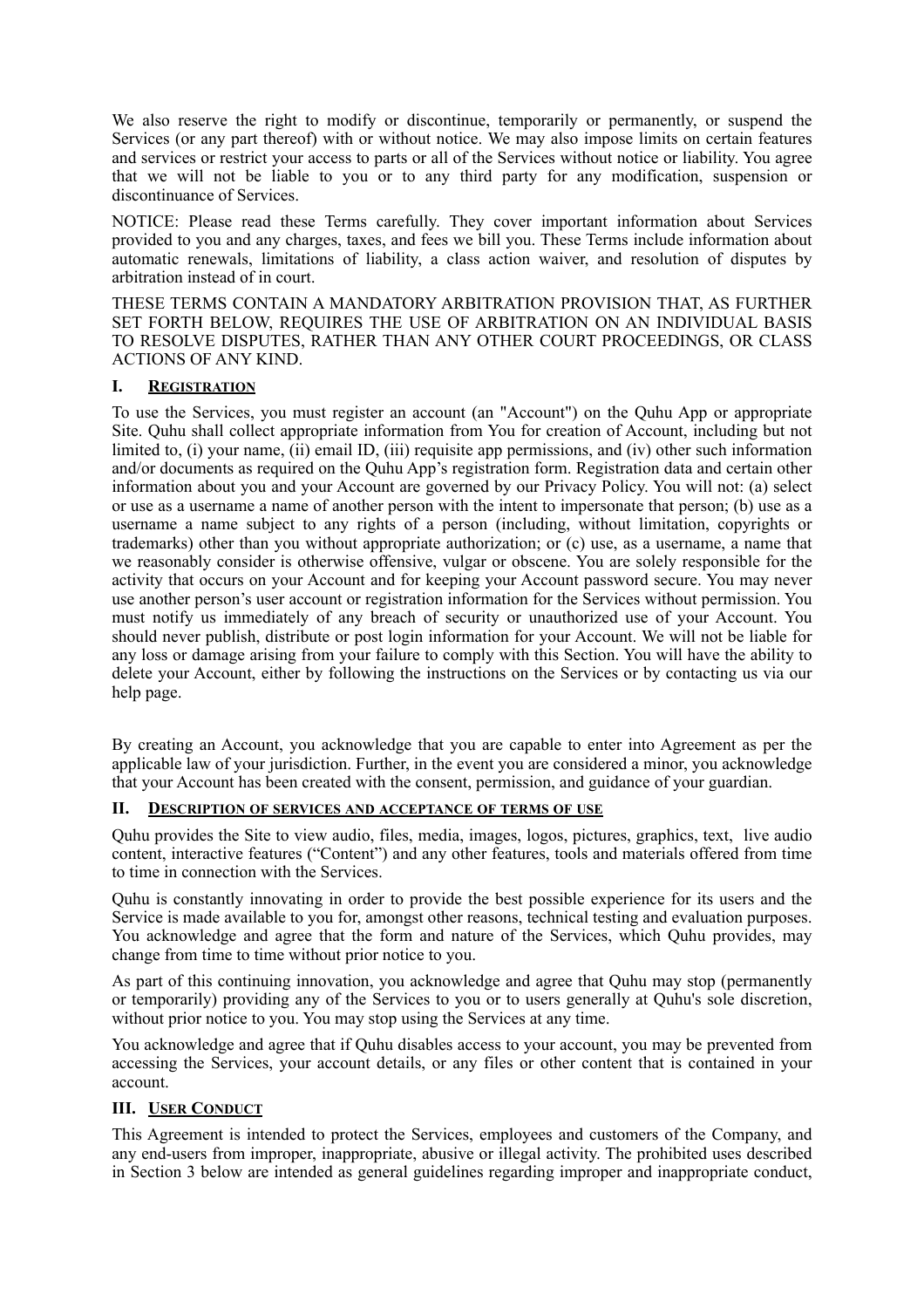We also reserve the right to modify or discontinue, temporarily or permanently, or suspend the Services (or any part thereof) with or without notice. We may also impose limits on certain features and services or restrict your access to parts or all of the Services without notice or liability. You agree that we will not be liable to you or to any third party for any modification, suspension or discontinuance of Services.

NOTICE: Please read these Terms carefully. They cover important information about Services provided to you and any charges, taxes, and fees we bill you. These Terms include information about automatic renewals, limitations of liability, a class action waiver, and resolution of disputes by arbitration instead of in court.

THESE TERMS CONTAIN A MANDATORY ARBITRATION PROVISION THAT, AS FURTHER SET FORTH BELOW, REQUIRES THE USE OF ARBITRATION ON AN INDIVIDUAL BASIS TO RESOLVE DISPUTES, RATHER THAN ANY OTHER COURT PROCEEDINGS, OR CLASS ACTIONS OF ANY KIND.

## I. REGISTRATION

To use the Services, you must register an account (an "Account") on the Quhu App or appropriate Site. Quhu shall collect appropriate information from You for creation of Account, including but not limited to, (i) your name, (ii) email ID, (iii) requisite app permissions, and (iv) other such information and/or documents as required on the Quhu App's registration form. Registration data and certain other information about you and your Account are governed by our Privacy Policy. You will not: (a) select or use as a username a name of another person with the intent to impersonate that person; (b) use as a username a name subject to any rights of a person (including, without limitation, copyrights or trademarks) other than you without appropriate authorization; or (c) use, as a username, a name that we reasonably consider is otherwise offensive, vulgar or obscene. You are solely responsible for the activity that occurs on your Account and for keeping your Account password secure. You may never use another person's user account or registration information for the Services without permission. You must notify us immediately of any breach of security or unauthorized use of your Account. You should never publish, distribute or post login information for your Account. We will not be liable for any loss or damage arising from your failure to comply with this Section. You will have the ability to delete your Account, either by following the instructions on the Services or by contacting us via our help page.

By creating an Account, you acknowledge that you are capable to enter into Agreement as per the applicable law of your jurisdiction. Further, in the event you are considered a minor, you acknowledge that your Account has been created with the consent, permission, and guidance of your guardian.

## II. DESCRIPTION OF SERVICES AND ACCEPTANCE OF TERMS OF USE

Quhu provides the Site to view audio, files, media, images, logos, pictures, graphics, text, live audio content, interactive features ("Content") and any other features, tools and materials offered from time to time in connection with the Services.

Quhu is constantly innovating in order to provide the best possible experience for its users and the Service is made available to you for, amongst other reasons, technical testing and evaluation purposes. You acknowledge and agree that the form and nature of the Services, which Quhu provides, may change from time to time without prior notice to you.

As part of this continuing innovation, you acknowledge and agree that Quhu may stop (permanently or temporarily) providing any of the Services to you or to users generally at Quhu's sole discretion, without prior notice to you. You may stop using the Services at any time.

You acknowledge and agree that if Quhu disables access to your account, you may be prevented from accessing the Services, your account details, or any files or other content that is contained in your account.

## III. USER CONDUCT

This Agreement is intended to protect the Services, employees and customers of the Company, and any end-users from improper, inappropriate, abusive or illegal activity. The prohibited uses described in Section 3 below are intended as general guidelines regarding improper and inappropriate conduct,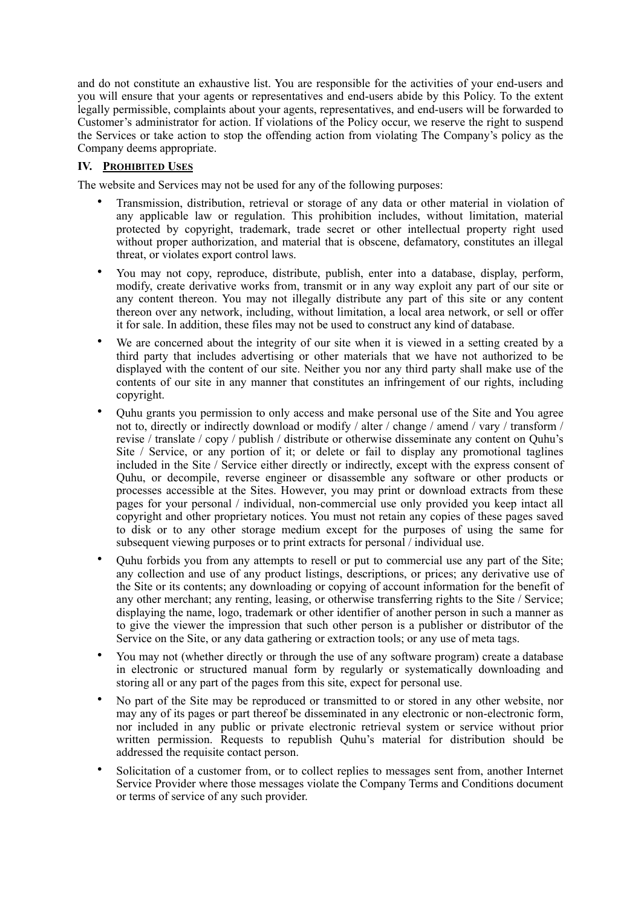and do not constitute an exhaustive list. You are responsible for the activities of your end-users and you will ensure that your agents or representatives and end-users abide by this Policy. To the extent legally permissible, complaints about your agents, representatives, and end-users will be forwarded to Customer's administrator for action. If violations of the Policy occur, we reserve the right to suspend the Services or take action to stop the offending action from violating The Company's policy as the Company deems appropriate.

## IV. PROHIBITED USES

The website and Services may not be used for any of the following purposes:

- Transmission, distribution, retrieval or storage of any data or other material in violation of any applicable law or regulation. This prohibition includes, without limitation, material protected by copyright, trademark, trade secret or other intellectual property right used without proper authorization, and material that is obscene, defamatory, constitutes an illegal threat, or violates export control laws.
- You may not copy, reproduce, distribute, publish, enter into a database, display, perform, modify, create derivative works from, transmit or in any way exploit any part of our site or any content thereon. You may not illegally distribute any part of this site or any content thereon over any network, including, without limitation, a local area network, or sell or offer it for sale. In addition, these files may not be used to construct any kind of database.
- We are concerned about the integrity of our site when it is viewed in a setting created by a third party that includes advertising or other materials that we have not authorized to be displayed with the content of our site. Neither you nor any third party shall make use of the contents of our site in any manner that constitutes an infringement of our rights, including copyright.
- Quhu grants you permission to only access and make personal use of the Site and You agree not to, directly or indirectly download or modify / alter / change / amend / vary / transform / revise / translate / copy / publish / distribute or otherwise disseminate any content on Quhu's Site / Service, or any portion of it; or delete or fail to display any promotional taglines included in the Site / Service either directly or indirectly, except with the express consent of Quhu, or decompile, reverse engineer or disassemble any software or other products or processes accessible at the Sites. However, you may print or download extracts from these pages for your personal / individual, non-commercial use only provided you keep intact all copyright and other proprietary notices. You must not retain any copies of these pages saved to disk or to any other storage medium except for the purposes of using the same for subsequent viewing purposes or to print extracts for personal / individual use.
- Quhu forbids you from any attempts to resell or put to commercial use any part of the Site; any collection and use of any product listings, descriptions, or prices; any derivative use of the Site or its contents; any downloading or copying of account information for the benefit of any other merchant; any renting, leasing, or otherwise transferring rights to the Site / Service; displaying the name, logo, trademark or other identifier of another person in such a manner as to give the viewer the impression that such other person is a publisher or distributor of the Service on the Site, or any data gathering or extraction tools; or any use of meta tags.
- You may not (whether directly or through the use of any software program) create a database in electronic or structured manual form by regularly or systematically downloading and storing all or any part of the pages from this site, expect for personal use.
- No part of the Site may be reproduced or transmitted to or stored in any other website, nor may any of its pages or part thereof be disseminated in any electronic or non-electronic form, nor included in any public or private electronic retrieval system or service without prior written permission. Requests to republish Quhu's material for distribution should be addressed the requisite contact person.
- Solicitation of a customer from, or to collect replies to messages sent from, another Internet Service Provider where those messages violate the Company Terms and Conditions document or terms of service of any such provider.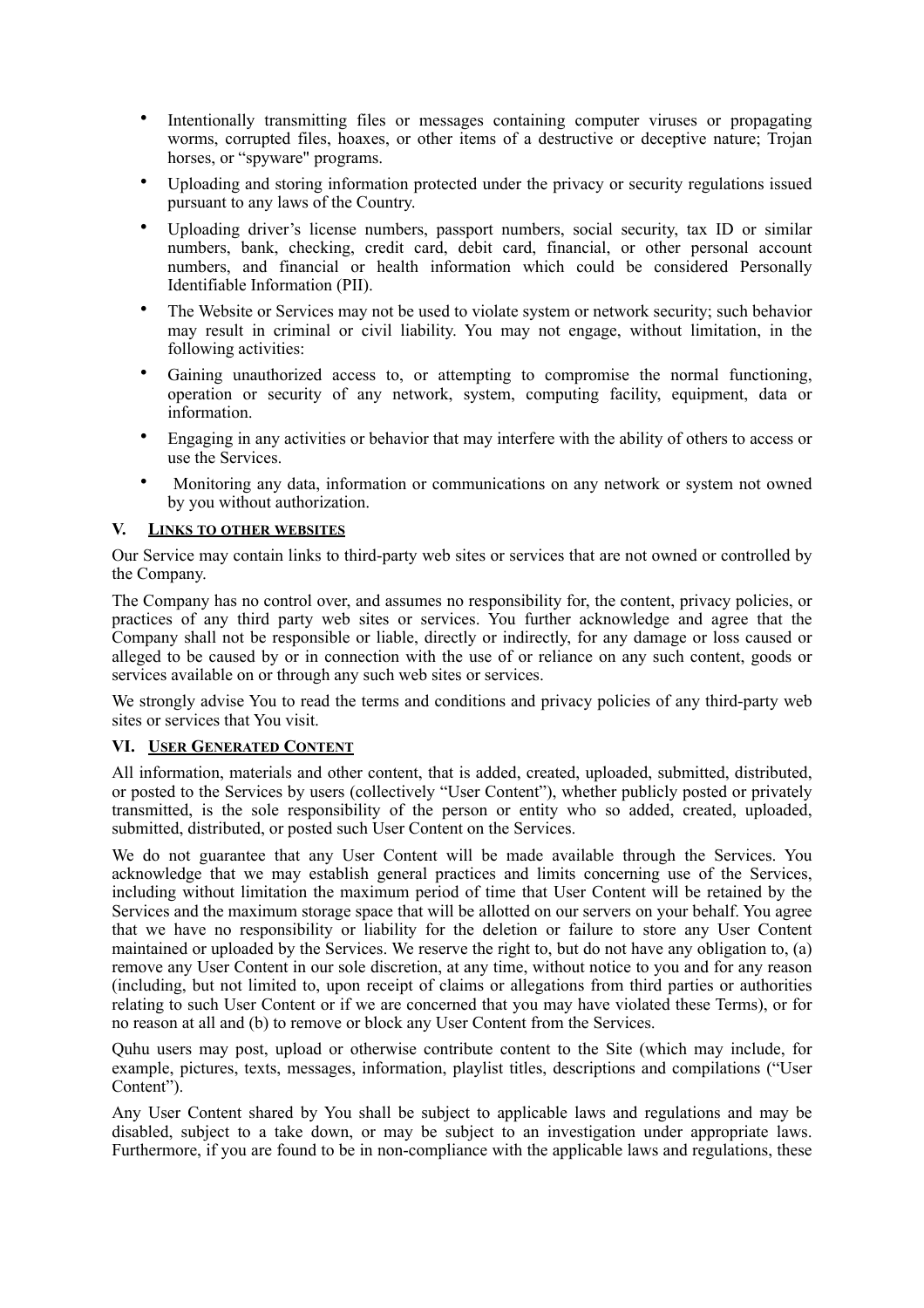- Intentionally transmitting files or messages containing computer viruses or propagating worms, corrupted files, hoaxes, or other items of a destructive or deceptive nature; Trojan horses, or "spyware" programs.
- Uploading and storing information protected under the privacy or security regulations issued pursuant to any laws of the Country.
- Uploading driver's license numbers, passport numbers, social security, tax ID or similar numbers, bank, checking, credit card, debit card, financial, or other personal account numbers, and financial or health information which could be considered Personally Identifiable Information (PII).
- The Website or Services may not be used to violate system or network security; such behavior may result in criminal or civil liability. You may not engage, without limitation, in the following activities:
- Gaining unauthorized access to, or attempting to compromise the normal functioning, operation or security of any network, system, computing facility, equipment, data or information.
- Engaging in any activities or behavior that may interfere with the ability of others to access or use the Services.
- Monitoring any data, information or communications on any network or system not owned by you without authorization.

## V. Links to other websites

Our Service may contain links to third-party web sites or services that are not owned or controlled by the Company.

The Company has no control over, and assumes no responsibility for, the content, privacy policies, or practices of any third party web sites or services. You further acknowledge and agree that the Company shall not be responsible or liable, directly or indirectly, for any damage or loss caused or alleged to be caused by or in connection with the use of or reliance on any such content, goods or services available on or through any such web sites or services.

We strongly advise You to read the terms and conditions and privacy policies of any third-party web sites or services that You visit.

## VI. User Generated Content

All information, materials and other content, that is added, created, uploaded, submitted, distributed, or posted to the Services by users (collectively "User Content"), whether publicly posted or privately transmitted, is the sole responsibility of the person or entity who so added, created, uploaded, submitted, distributed, or posted such User Content on the Services.

We do not guarantee that any User Content will be made available through the Services. You acknowledge that we may establish general practices and limits concerning use of the Services, including without limitation the maximum period of time that User Content will be retained by the Services and the maximum storage space that will be allotted on our servers on your behalf. You agree that we have no responsibility or liability for the deletion or failure to store any User Content maintained or uploaded by the Services. We reserve the right to, but do not have any obligation to, (a) remove any User Content in our sole discretion, at any time, without notice to you and for any reason (including, but not limited to, upon receipt of claims or allegations from third parties or authorities relating to such User Content or if we are concerned that you may have violated these Terms), or for no reason at all and (b) to remove or block any User Content from the Services.

Quhu users may post, upload or otherwise contribute content to the Site (which may include, for example, pictures, texts, messages, information, playlist titles, descriptions and compilations ("User Content").

Any User Content shared by You shall be subject to applicable laws and regulations and may be disabled, subject to a take down, or may be subject to an investigation under appropriate laws. Furthermore, if you are found to be in non-compliance with the applicable laws and regulations, these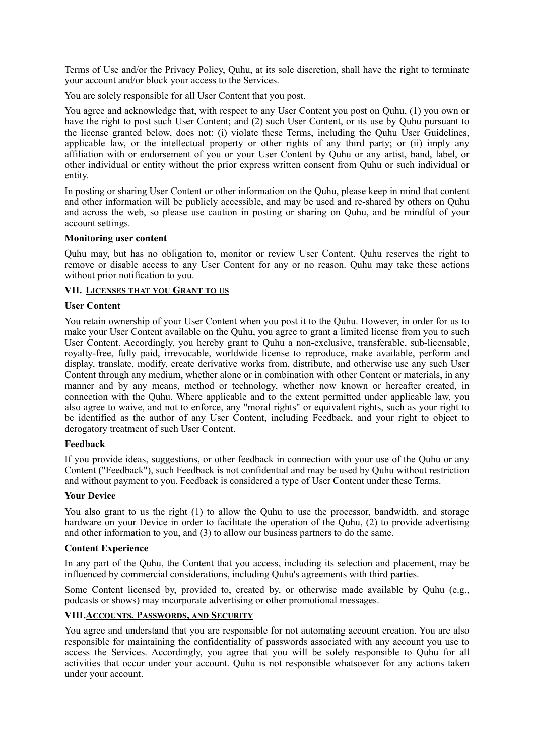Terms of Use and/or the Privacy Policy, Quhu, at its sole discretion, shall have the right to terminate your account and/or block your access to the Services.

You are solely responsible for all User Content that you post.

You agree and acknowledge that, with respect to any User Content you post on Quhu, (1) you own or have the right to post such User Content; and (2) such User Content, or its use by Quhu pursuant to the license granted below, does not: (i) violate these Terms, including the Quhu User Guidelines, applicable law, or the intellectual property or other rights of any third party; or (ii) imply any affiliation with or endorsement of you or your User Content by Quhu or any artist, band, label, or other individual or entity without the prior express written consent from Quhu or such individual or entity.

In posting or sharing User Content or other information on the Quhu, please keep in mind that content and other information will be publicly accessible, and may be used and re-shared by others on Quhu and across the web, so please use caution in posting or sharing on Quhu, and be mindful of your account settings.

**Monitoring user content**

Quhu may, but has no obligation to, monitor or review User Content. Quhu reserves the right to remove or disable access to any User Content for any or no reason. Quhu may take these actions without prior notification to you.

## VII. Licenses that you Grant to us

**User Content**

You retain ownership of your User Content when you post it to the Quhu. However, in order for us to make your User Content available on the Quhu, you agree to grant a limited license from you to such User Content. Accordingly, you hereby grant to Quhu a non-exclusive, transferable, sub-licensable, royalty-free, fully paid, irrevocable, worldwide license to reproduce, make available, perform and display, translate, modify, create derivative works from, distribute, and otherwise use any such User Content through any medium, whether alone or in combination with other Content or materials, in any manner and by any means, method or technology, whether now known or hereafter created, in connection with the Quhu. Where applicable and to the extent permitted under applicable law, you also agree to waive, and not to enforce, any "moral rights" or equivalent rights, such as your right to be identified as the author of any User Content, including Feedback, and your right to object to derogatory treatment of such User Content.

**Feedback**

If you provide ideas, suggestions, or other feedback in connection with your use of the Quhu or any Content ("Feedback"), such Feedback is not confidential and may be used by Quhu without restriction and without payment to you. Feedback is considered a type of User Content under these Terms.

**Your Device**

You also grant to us the right (1) to allow the Quhu to use the processor, bandwidth, and storage hardware on your Device in order to facilitate the operation of the Quhu, (2) to provide advertising and other information to you, and (3) to allow our business partners to do the same.

**Content Experience**

In any part of the Quhu, the Content that you access, including its selection and placement, may be influenced by commercial considerations, including Quhu's agreements with third parties.

Some Content licensed by, provided to, created by, or otherwise made available by Quhu (e.g., podcasts or shows) may incorporate advertising or other promotional messages.

## VIII. Accounts, Passwords, and Security

You agree and understand that you are responsible for not automating account creation. You are also responsible for maintaining the confidentiality of passwords associated with any account you use to access the Services. Accordingly, you agree that you will be solely responsible to Quhu for all activities that occur under your account. Quhu is not responsible whatsoever for any actions taken under your account.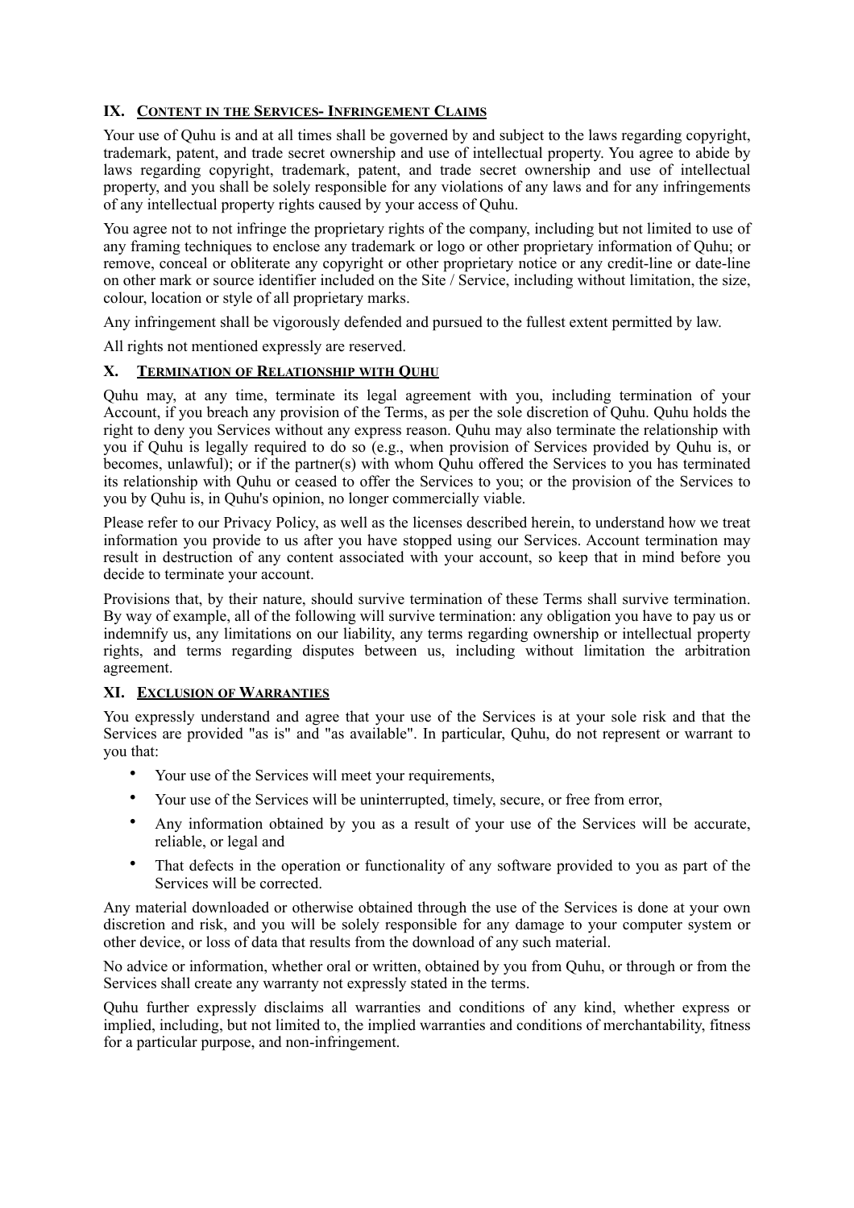## IX. Content in the Services- Infringement Claims

Your use of Quhu is and at all times shall be governed by and subject to the laws regarding copyright, trademark, patent, and trade secret ownership and use of intellectual property. You agree to abide by laws regarding copyright, trademark, patent, and trade secret ownership and use of intellectual property, and you shall be solely responsible for any violations of any laws and for any infringements of any intellectual property rights caused by your access of Quhu.

You agree not to not infringe the proprietary rights of the company, including but not limited to use of any framing techniques to enclose any trademark or logo or other proprietary information of Quhu; or remove, conceal or obliterate any copyright or other proprietary notice or any credit-line or date-line on other mark or source identifier included on the Site / Service, including without limitation, the size, colour, location or style of all proprietary marks.

Any infringement shall be vigorously defended and pursued to the fullest extent permitted by law.

All rights not mentioned expressly are reserved.

## X. Termination of Relationship with Quhu

Quhu may, at any time, terminate its legal agreement with you, including termination of your Account, if you breach any provision of the Terms, as per the sole discretion of Quhu. Quhu holds the right to deny you Services without any express reason. Quhu may also terminate the relationship with you if Quhu is legally required to do so (e.g., when provision of Services provided by Quhu is, or becomes, unlawful); or if the partner(s) with whom Quhu offered the Services to you has terminated its relationship with Quhu or ceased to offer the Services to you; or the provision of the Services to you by Quhu is, in Quhu's opinion, no longer commercially viable.

Please refer to our Privacy Policy, as well as the licenses described herein, to understand how we treat information you provide to us after you have stopped using our Services. Account termination may result in destruction of any content associated with your account, so keep that in mind before you decide to terminate your account.

Provisions that, by their nature, should survive termination of these Terms shall survive termination. By way of example, all of the following will survive termination: any obligation you have to pay us or indemnify us, any limitations on our liability, any terms regarding ownership or intellectual property rights, and terms regarding disputes between us, including without limitation the arbitration agreement.

## XI. Exclusion of Warranties

You expressly understand and agree that your use of the Services is at your sole risk and that the Services are provided "as is" and "as available". In particular, Quhu, do not represent or warrant to you that:

- Your use of the Services will meet your requirements,
- Your use of the Services will be uninterrupted, timely, secure, or free from error,
- Any information obtained by you as a result of your use of the Services will be accurate, reliable, or legal and
- That defects in the operation or functionality of any software provided to you as part of the Services will be corrected.

Any material downloaded or otherwise obtained through the use of the Services is done at your own discretion and risk, and you will be solely responsible for any damage to your computer system or other device, or loss of data that results from the download of any such material.

No advice or information, whether oral or written, obtained by you from Quhu, or through or from the Services shall create any warranty not expressly stated in the terms.

Quhu further expressly disclaims all warranties and conditions of any kind, whether express or implied, including, but not limited to, the implied warranties and conditions of merchantability, fitness for a particular purpose, and non-infringement.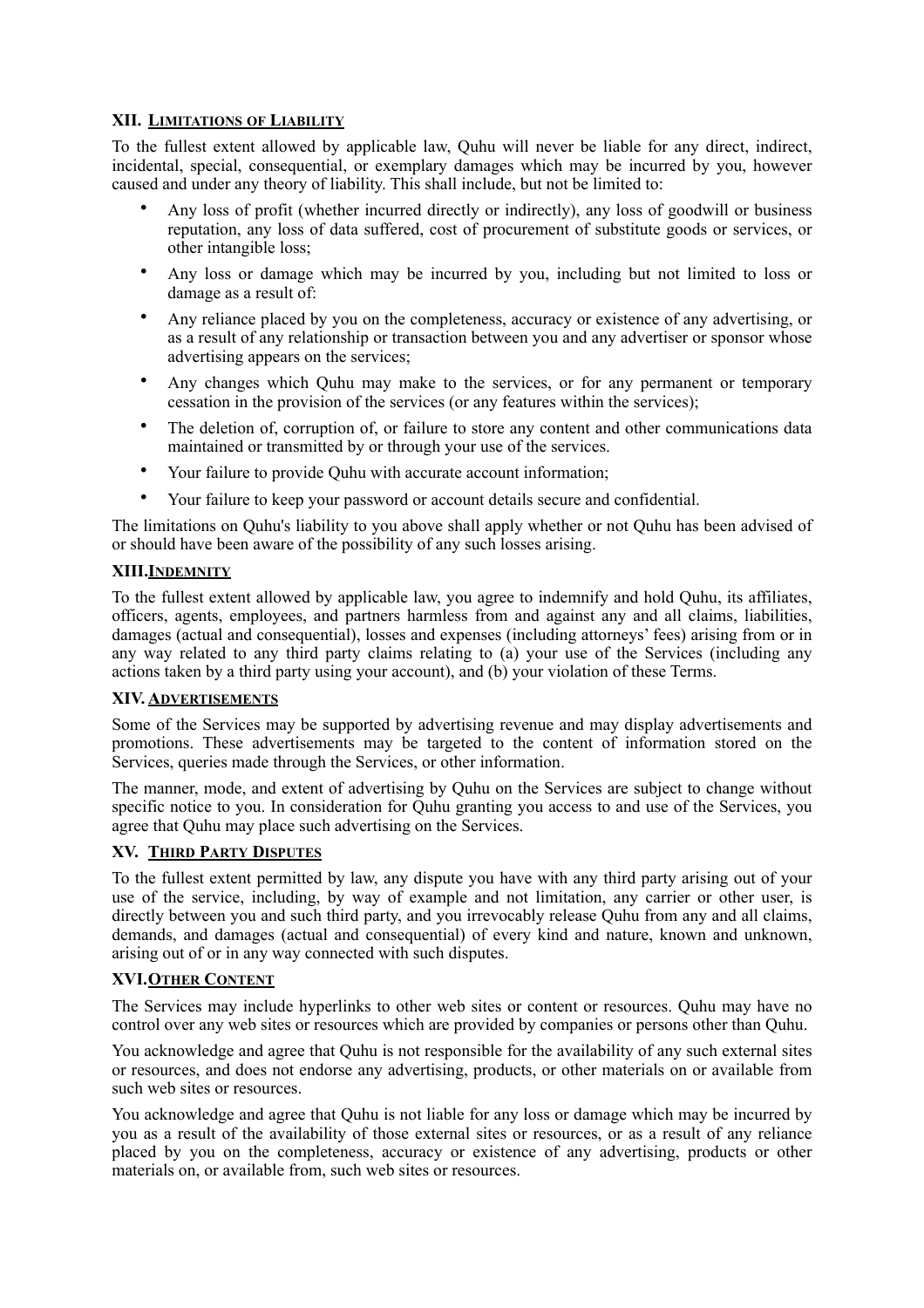## XII. Limitations of Liability

To the fullest extent allowed by applicable law, Quhu will never be liable for any direct, indirect, incidental, special, consequential, or exemplary damages which may be incurred by you, however caused and under any theory of liability. This shall include, but not be limited to:

- Any loss of profit (whether incurred directly or indirectly), any loss of goodwill or business reputation, any loss of data suffered, cost of procurement of substitute goods or services, or other intangible loss;
- Any loss or damage which may be incurred by you, including but not limited to loss or damage as a result of:
- Any reliance placed by you on the completeness, accuracy or existence of any advertising, or as a result of any relationship or transaction between you and any advertiser or sponsor whose advertising appears on the services;
- Any changes which Quhu may make to the services, or for any permanent or temporary cessation in the provision of the services (or any features within the services);
- The deletion of, corruption of, or failure to store any content and other communications data maintained or transmitted by or through your use of the services.
- Your failure to provide Quhu with accurate account information;
- Your failure to keep your password or account details secure and confidential.

The limitations on Quhu's liability to you above shall apply whether or not Quhu has been advised of or should have been aware of the possibility of any such losses arising.

## XIII. Indemnity

To the fullest extent allowed by applicable law, you agree to indemnify and hold Quhu, its affiliates, officers, agents, employees, and partners harmless from and against any and all claims, liabilities, damages (actual and consequential), losses and expenses (including attorneys' fees) arising from or in any way related to any third party claims relating to (a) your use of the Services (including any actions taken by a third party using your account), and (b) your violation of these Terms.

## XIV. Advertisements

Some of the Services may be supported by advertising revenue and may display advertisements and promotions. These advertisements may be targeted to the content of information stored on the Services, queries made through the Services, or other information.

The manner, mode, and extent of advertising by Quhu on the Services are subject to change without specific notice to you. In consideration for Quhu granting you access to and use of the Services, you agree that Quhu may place such advertising on the Services.

## XV. Third Party Disputes

To the fullest extent permitted by law, any dispute you have with any third party arising out of your use of the service, including, by way of example and not limitation, any carrier or other user, is directly between you and such third party, and you irrevocably release Quhu from any and all claims, demands, and damages (actual and consequential) of every kind and nature, known and unknown, arising out of or in any way connected with such disputes.

## XVI. Other Content

The Services may include hyperlinks to other web sites or content or resources. Quhu may have no control over any web sites or resources which are provided by companies or persons other than Quhu.

You acknowledge and agree that Quhu is not responsible for the availability of any such external sites or resources, and does not endorse any advertising, products, or other materials on or available from such web sites or resources.

You acknowledge and agree that Quhu is not liable for any loss or damage which may be incurred by you as a result of the availability of those external sites or resources, or as a result of any reliance placed by you on the completeness, accuracy or existence of any advertising, products or other materials on, or available from, such web sites or resources.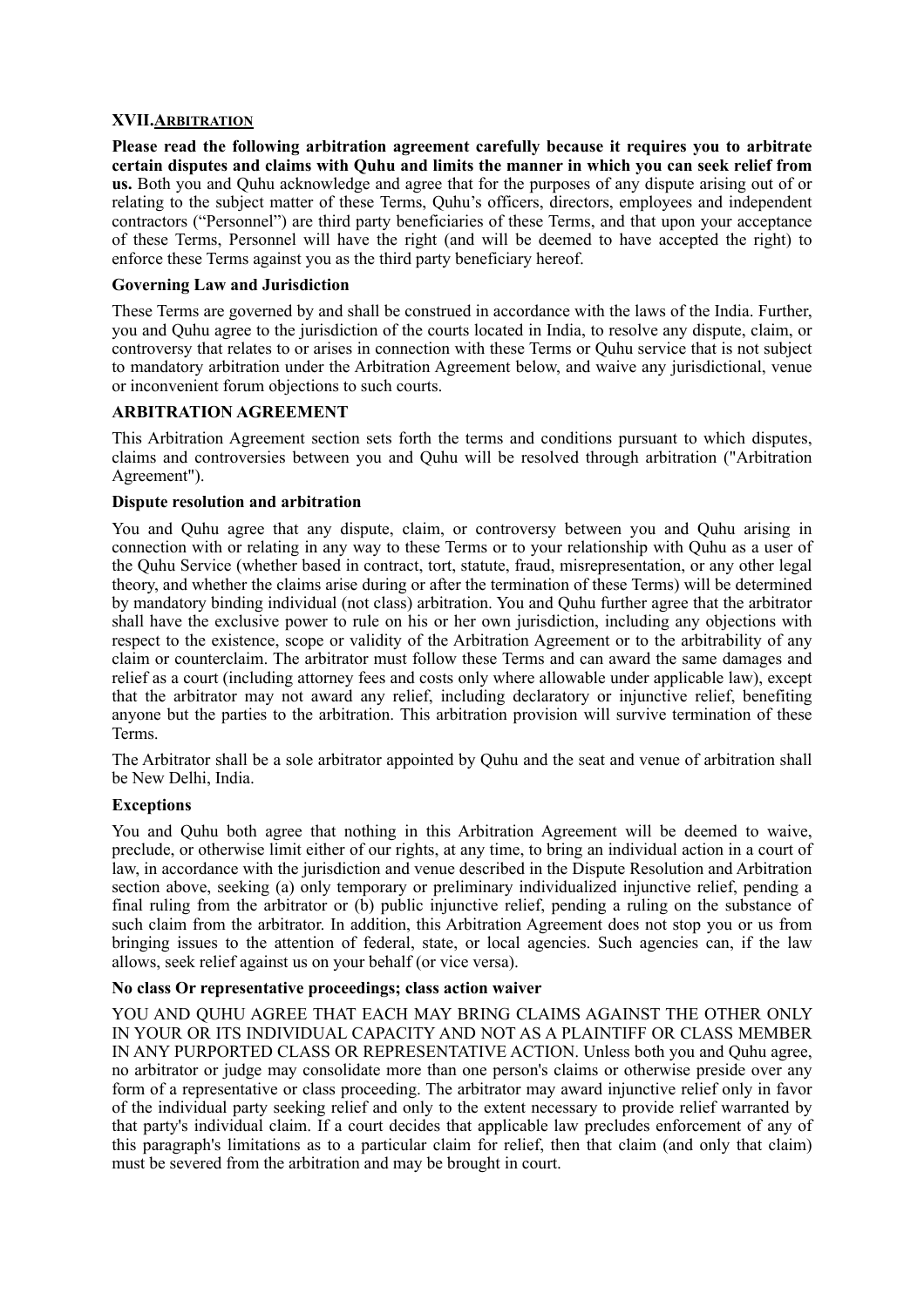## XVII. ARBITRATION

**Please read the following arbitration agreement carefully because it requires you to arbitrate certain disputes and claims with Quhu and limits the manner in which you can seek relief from us.** Both you and Quhu acknowledge and agree that for the purposes of any dispute arising out of or relating to the subject matter of these Terms, Quhu's officers, directors, employees and independent contractors ("Personnel") are third party beneficiaries of these Terms, and that upon your acceptance of these Terms, Personnel will have the right (and will be deemed to have accepted the right) to enforce these Terms against you as the third party beneficiary hereof.

**Governing Law and Jurisdiction**

These Terms are governed by and shall be construed in accordance with the laws of the India. Further, you and Quhu agree to the jurisdiction of the courts located in India, to resolve any dispute, claim, or controversy that relates to or arises in connection with these Terms or Quhu service that is not subject to mandatory arbitration under the Arbitration Agreement below, and waive any jurisdictional, venue or inconvenient forum objections to such courts.

**ARBITRATION AGREEMENT**

This Arbitration Agreement section sets forth the terms and conditions pursuant to which disputes, claims and controversies between you and Quhu will be resolved through arbitration ("Arbitration Agreement").

**Dispute resolution and arbitration**

You and Quhu agree that any dispute, claim, or controversy between you and Quhu arising in connection with or relating in any way to these Terms or to your relationship with Quhu as a user of the Quhu Service (whether based in contract, tort, statute, fraud, misrepresentation, or any other legal theory, and whether the claims arise during or after the termination of these Terms) will be determined by mandatory binding individual (not class) arbitration. You and Quhu further agree that the arbitrator shall have the exclusive power to rule on his or her own jurisdiction, including any objections with respect to the existence, scope or validity of the Arbitration Agreement or to the arbitrability of any claim or counterclaim. The arbitrator must follow these Terms and can award the same damages and relief as a court (including attorney fees and costs only where allowable under applicable law), except that the arbitrator may not award any relief, including declaratory or injunctive relief, benefiting anyone but the parties to the arbitration. This arbitration provision will survive termination of these Terms.

The Arbitrator shall be a sole arbitrator appointed by Quhu and the seat and venue of arbitration shall be New Delhi, India.

**Exceptions**

You and Quhu both agree that nothing in this Arbitration Agreement will be deemed to waive, preclude, or otherwise limit either of our rights, at any time, to bring an individual action in a court of law, in accordance with the jurisdiction and venue described in the Dispute Resolution and Arbitration section above, seeking (a) only temporary or preliminary individualized injunctive relief, pending a final ruling from the arbitrator or (b) public injunctive relief, pending a ruling on the substance of such claim from the arbitrator. In addition, this Arbitration Agreement does not stop you or us from bringing issues to the attention of federal, state, or local agencies. Such agencies can, if the law allows, seek relief against us on your behalf (or vice versa).

**No class Or representative proceedings; class action waiver**

YOU AND QUHU AGREE THAT EACH MAY BRING CLAIMS AGAINST THE OTHER ONLY IN YOUR OR ITS INDIVIDUAL CAPACITY AND NOT AS A PLAINTIFF OR CLASS MEMBER IN ANY PURPORTED CLASS OR REPRESENTATIVE ACTION. Unless both you and Quhu agree, no arbitrator or judge may consolidate more than one person's claims or otherwise preside over any form of a representative or class proceeding. The arbitrator may award injunctive relief only in favor of the individual party seeking relief and only to the extent necessary to provide relief warranted by that party's individual claim. If a court decides that applicable law precludes enforcement of any of this paragraph's limitations as to a particular claim for relief, then that claim (and only that claim) must be severed from the arbitration and may be brought in court.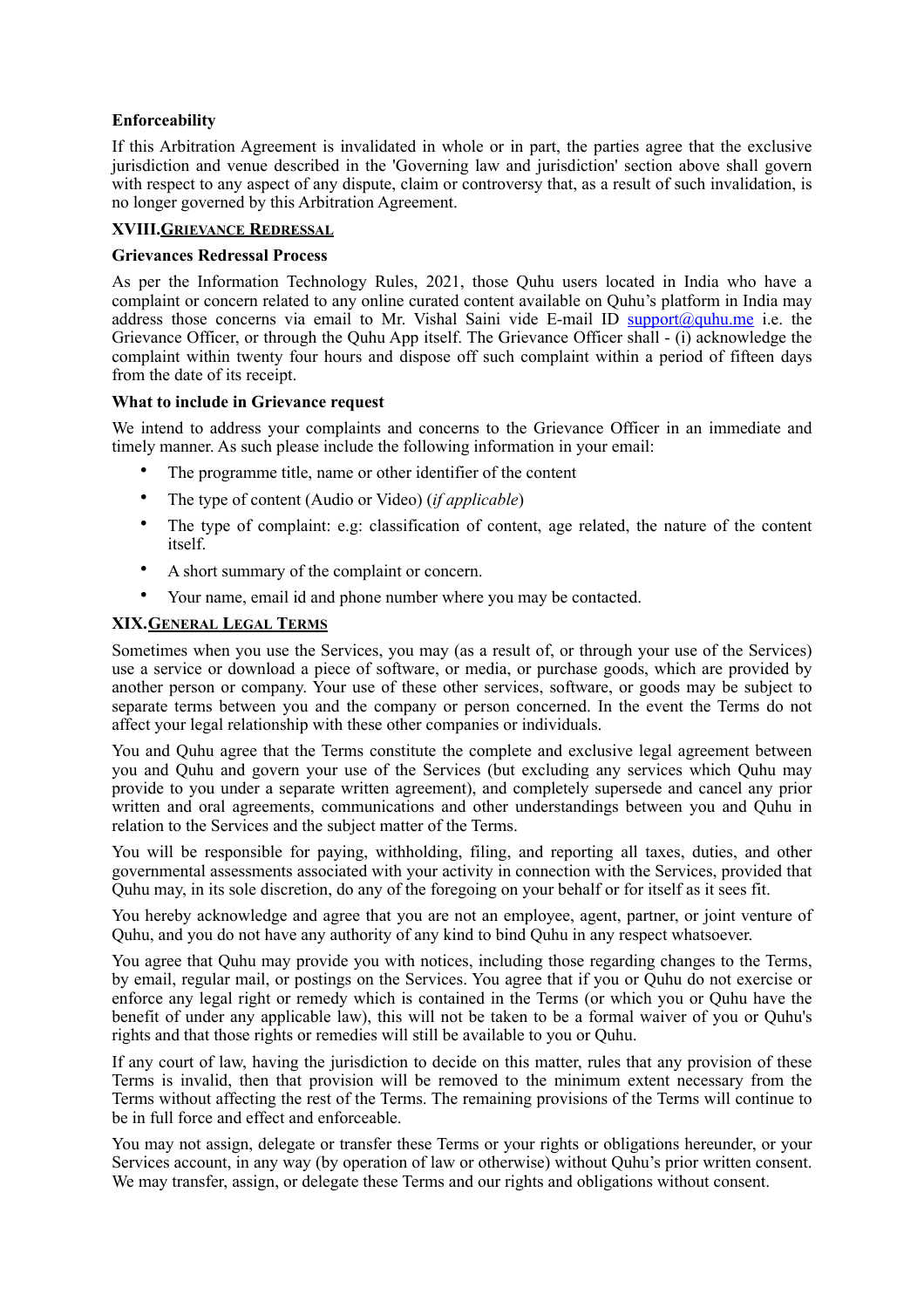**Enforceability**

If this Arbitration Agreement is invalidated in whole or in part, the parties agree that the exclusive jurisdiction and venue described in the 'Governing law and jurisdiction' section above shall govern with respect to any aspect of any dispute, claim or controversy that, as a result of such invalidation, is no longer governed by this Arbitration Agreement.

## XVIII. GRIEVANCE REDRESSAL

**Grievances Redressal Process**

As per the Information Technology Rules, 2021, those Quhu users located in India who have a complaint or concern related to any online curated content available on Quhu's platform in India may address those concerns via email to Mr. Vishal Saini vide E-mail ID support@quhu.me i.e. the Grievance Officer, or through the Quhu App itself. The Grievance Officer shall - (i) acknowledge the complaint within twenty four hours and dispose off such complaint within a period of fifteen days from the date of its receipt.

**What to include in Grievance request**

We intend to address your complaints and concerns to the Grievance Officer in an immediate and timely manner. As such please include the following information in your email:

- The programme title, name or other identifier of the content
- The type of content (Audio or Video) (*if applicable*)
- The type of complaint: e.g: classification of content, age related, the nature of the content itself.
- A short summary of the complaint or concern.
- Your name, email id and phone number where you may be contacted.

## XIX. GENERAL LEGAL TERMS

Sometimes when you use the Services, you may (as a result of, or through your use of the Services) use a service or download a piece of software, or media, or purchase goods, which are provided by another person or company. Your use of these other services, software, or goods may be subject to separate terms between you and the company or person concerned. In the event the Terms do not affect your legal relationship with these other companies or individuals.

You and Quhu agree that the Terms constitute the complete and exclusive legal agreement between you and Quhu and govern your use of the Services (but excluding any services which Quhu may provide to you under a separate written agreement), and completely supersede and cancel any prior written and oral agreements, communications and other understandings between you and Quhu in relation to the Services and the subject matter of the Terms.

You will be responsible for paying, withholding, filing, and reporting all taxes, duties, and other governmental assessments associated with your activity in connection with the Services, provided that Quhu may, in its sole discretion, do any of the foregoing on your behalf or for itself as it sees fit.

You hereby acknowledge and agree that you are not an employee, agent, partner, or joint venture of Quhu, and you do not have any authority of any kind to bind Quhu in any respect whatsoever.

You agree that Quhu may provide you with notices, including those regarding changes to the Terms, by email, regular mail, or postings on the Services. You agree that if you or Quhu do not exercise or enforce any legal right or remedy which is contained in the Terms (or which you or Quhu have the benefit of under any applicable law), this will not be taken to be a formal waiver of you or Quhu's rights and that those rights or remedies will still be available to you or Quhu.

If any court of law, having the jurisdiction to decide on this matter, rules that any provision of these Terms is invalid, then that provision will be removed to the minimum extent necessary from the Terms without affecting the rest of the Terms. The remaining provisions of the Terms will continue to be in full force and effect and enforceable.

You may not assign, delegate or transfer these Terms or your rights or obligations hereunder, or your Services account, in any way (by operation of law or otherwise) without Quhu's prior written consent. We may transfer, assign, or delegate these Terms and our rights and obligations without consent.